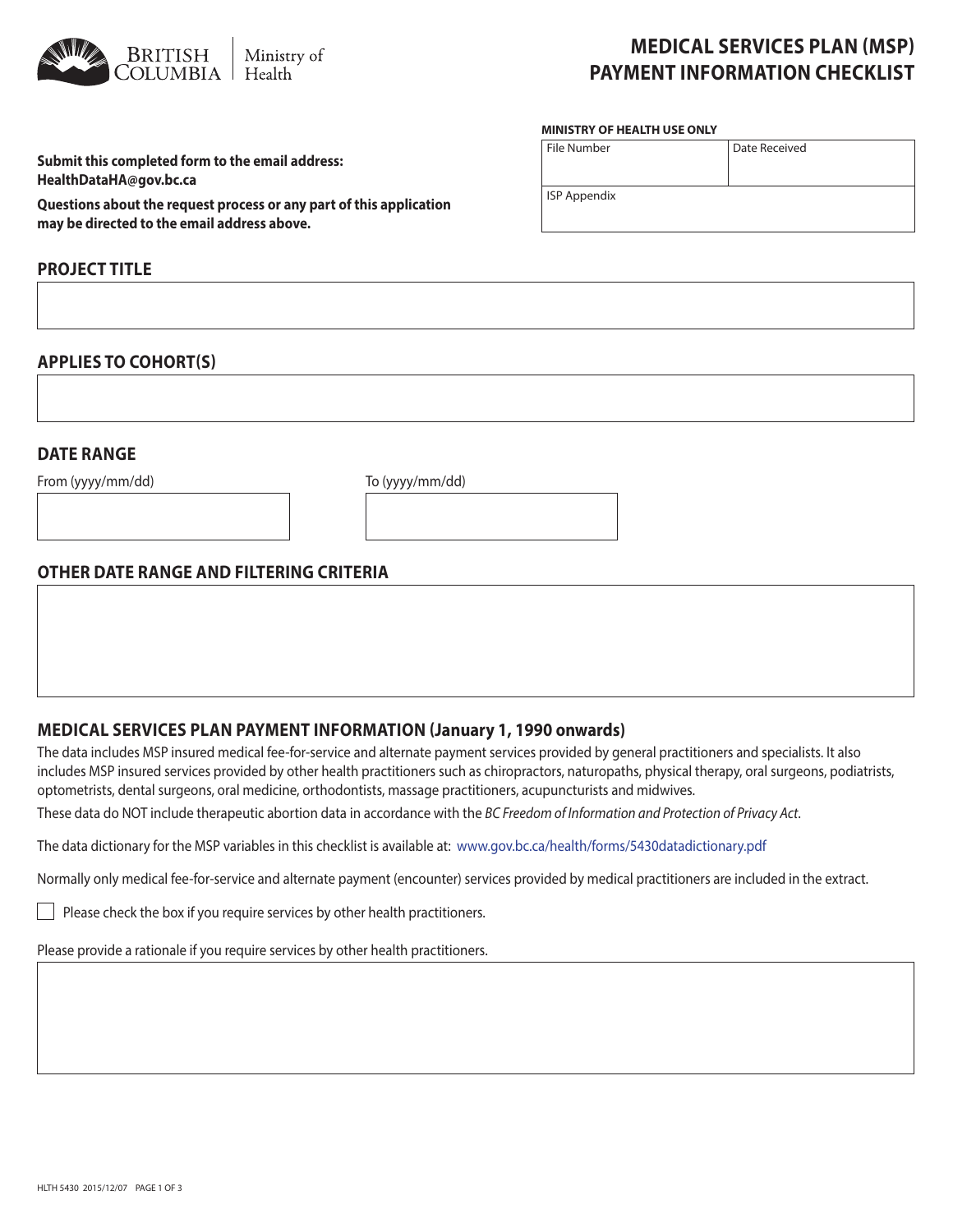BRITISH COLUMBIA | Ministry of Health

# MEDICAL SERVICES PLAN (MSP) PAYMENT INFORMATION CHECKLIST

**MINISTRY OF HEALTH USE ONLY**

| File Number | Date Received |
| --- | --- |
| ISP Appendix | |

**Submit this completed form to the email address: HealthDataHA@gov.bc.ca**

**Questions about the request process or any part of this application may be directed to the email address above.**

## PROJECT TITLE

## APPLIES TO COHORT(S)

## DATE RANGE

From (yyyy/mm/dd)

To (yyyy/mm/dd)

## OTHER DATE RANGE AND FILTERING CRITERIA

## MEDICAL SERVICES PLAN PAYMENT INFORMATION (January 1, 1990 onwards)

The data includes MSP insured medical fee-for-service and alternate payment services provided by general practitioners and specialists. It also includes MSP insured services provided by other health practitioners such as chiropractors, naturopaths, physical therapy, oral surgeons, podiatrists, optometrists, dental surgeons, oral medicine, orthodontists, massage practitioners, acupuncturists and midwives.

These data do NOT include therapeutic abortion data in accordance with the *BC Freedom of Information and Protection of Privacy Act*.

The data dictionary for the MSP variables in this checklist is available at: www.gov.bc.ca/health/forms/5430datadictionary.pdf

Normally only medical fee-for-service and alternate payment (encounter) services provided by medical practitioners are included in the extract.

☐ Please check the box if you require services by other health practitioners.

Please provide a rationale if you require services by other health practitioners.

HLTH 5430 2015/12/07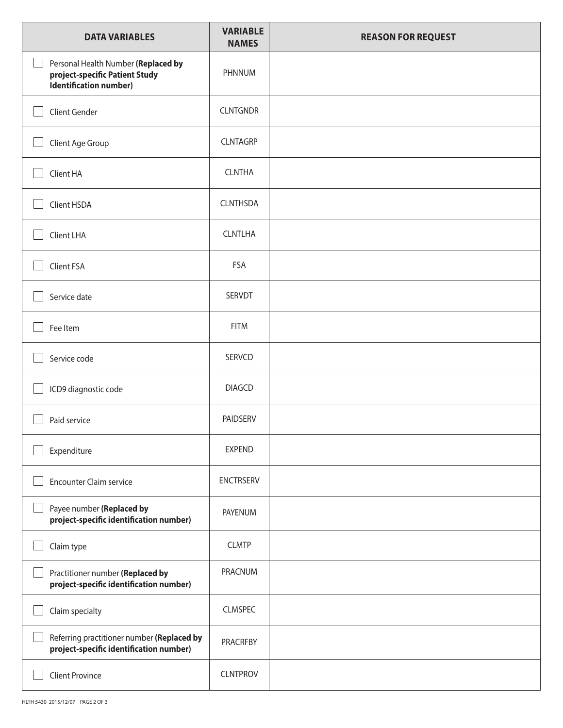| DATA VARIABLES | VARIABLE NAMES | REASON FOR REQUEST |
|---|---|---|
| ☐ Personal Health Number **(Replaced by project-specific Patient Study Identification number)** | PHNNUM | |
| ☐ Client Gender | CLNTGNDR | |
| ☐ Client Age Group | CLNTAGRP | |
| ☐ Client HA | CLNTHA | |
| ☐ Client HSDA | CLNTHSDA | |
| ☐ Client LHA | CLNTLHA | |
| ☐ Client FSA | FSA | |
| ☐ Service date | SERVDT | |
| ☐ Fee Item | FITM | |
| ☐ Service code | SERVCD | |
| ☐ ICD9 diagnostic code | DIAGCD | |
| ☐ Paid service | PAIDSERV | |
| ☐ Expenditure | EXPEND | |
| ☐ Encounter Claim service | ENCTRSERV | |
| ☐ Payee number **(Replaced by project-specific identification number)** | PAYENUM | |
| ☐ Claim type | CLMTP | |
| ☐ Practitioner number **(Replaced by project-specific identification number)** | PRACNUM | |
| ☐ Claim specialty | CLMSPEC | |
| ☐ Referring practitioner number **(Replaced by project-specific identification number)** | PRACRFBY | |
| ☐ Client Province | CLNTPROV | |

HLTH 5430 2015/12/07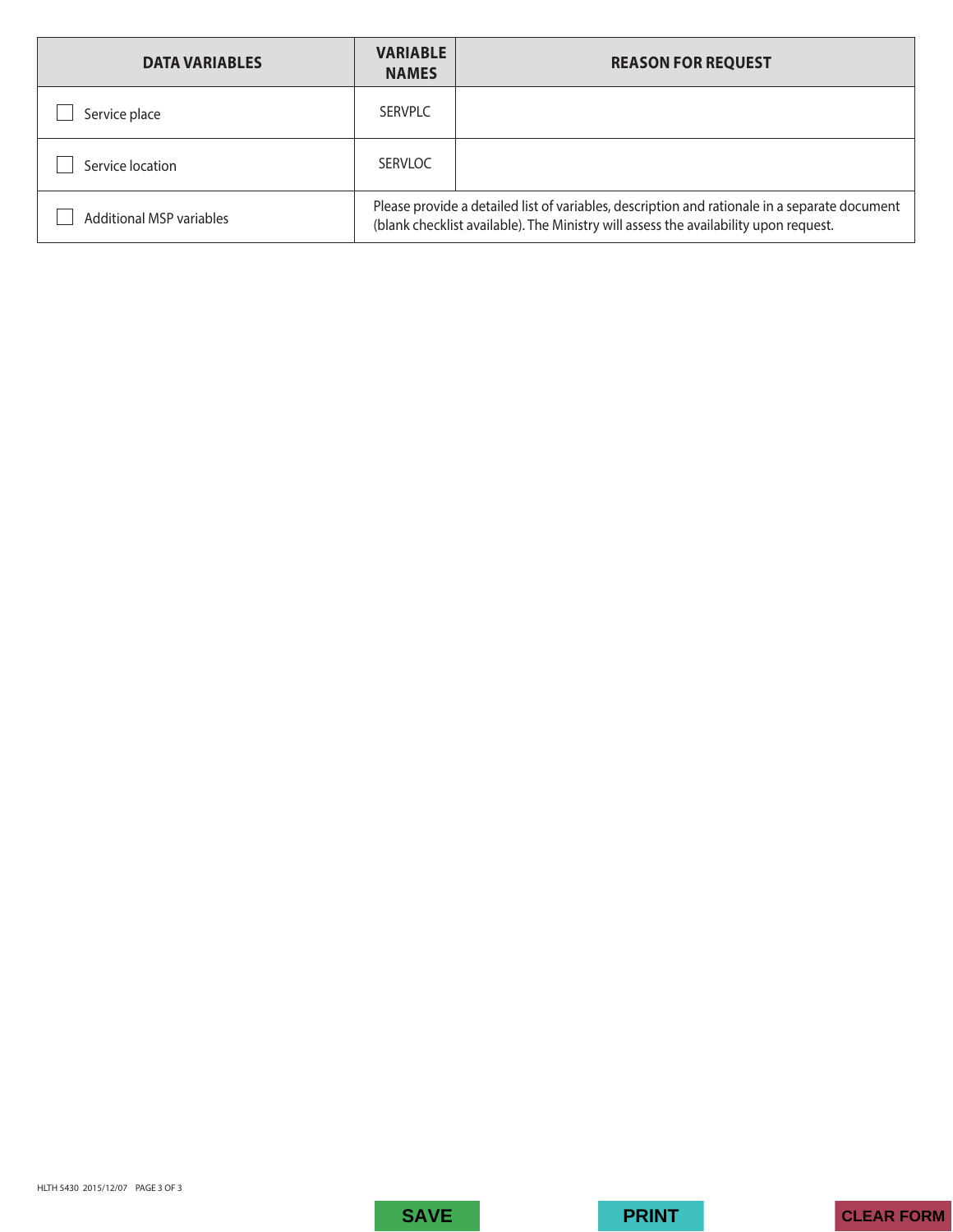| DATA VARIABLES | VARIABLE NAMES | REASON FOR REQUEST |
| --- | --- | --- |
| ☐ Service place | SERVPLC | |
| ☐ Service location | SERVLOC | |
| ☐ Additional MSP variables | Please provide a detailed list of variables, description and rationale in a separate document (blank checklist available). The Ministry will assess the availability upon request. | |

HLTH 5430 2015/12/07

SAVE PRINT CLEAR FORM